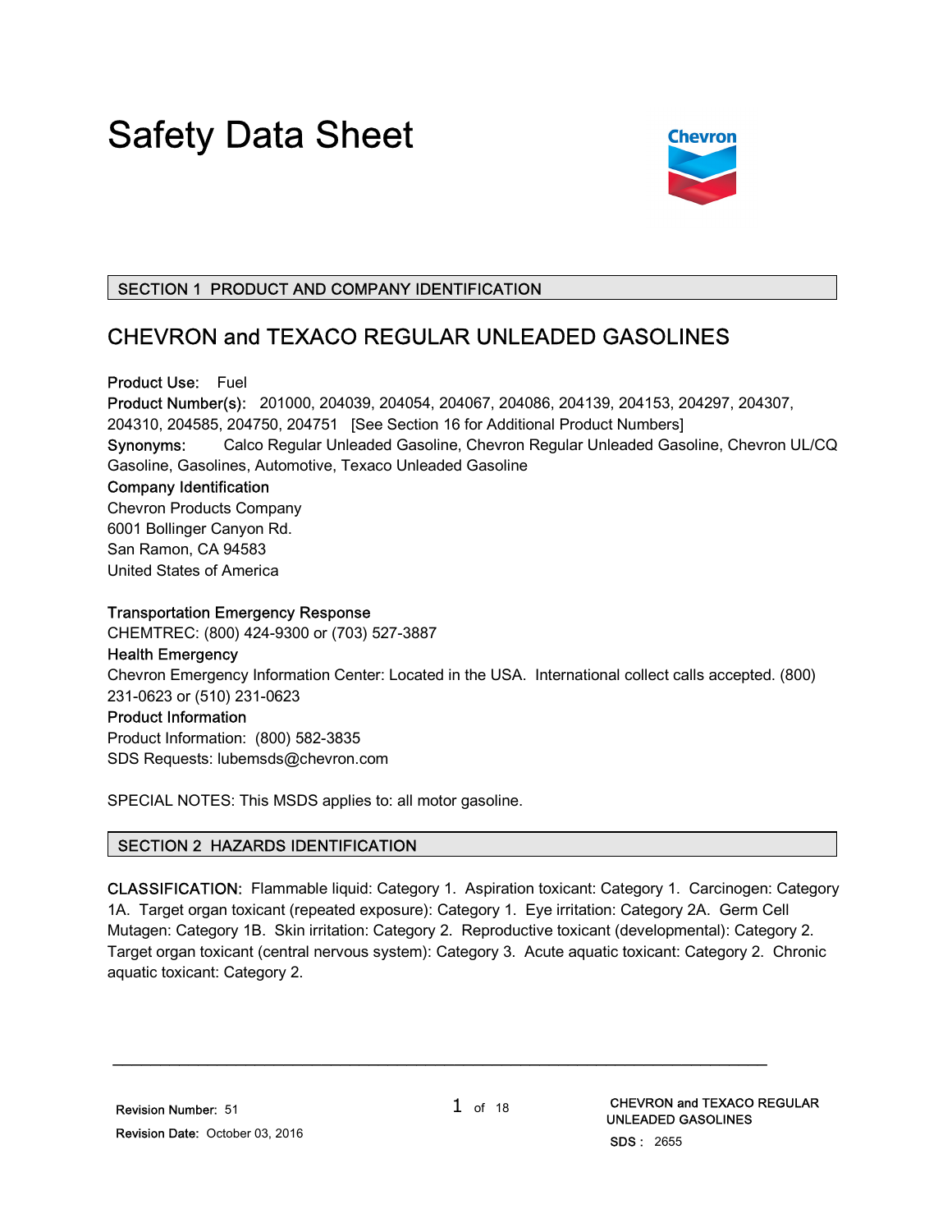# Safety Data Sheet

## SECTION 1 PRODUCT AND COMPANY IDENTIFICATION

## CHEVRON and TEXACO REGULAR UNLEADED GASOLINES

**Product Use:** Fuel
**Product Number(s):** 201000, 204039, 204054, 204067, 204086, 204139, 204153, 204297, 204307, 204310, 204585, 204750, 204751 [See Section 16 for Additional Product Numbers]
**Synonyms:** Calco Regular Unleaded Gasoline, Chevron Regular Unleaded Gasoline, Chevron UL/CQ Gasoline, Gasolines, Automotive, Texaco Unleaded Gasoline

**Company Identification**
Chevron Products Company
6001 Bollinger Canyon Rd.
San Ramon, CA 94583
United States of America

**Transportation Emergency Response**
CHEMTREC: (800) 424-9300 or (703) 527-3887

**Health Emergency**
Chevron Emergency Information Center: Located in the USA. International collect calls accepted. (800) 231-0623 or (510) 231-0623

**Product Information**
Product Information: (800) 582-3835
SDS Requests: lubemsds@chevron.com

SPECIAL NOTES: This MSDS applies to: all motor gasoline.

## SECTION 2 HAZARDS IDENTIFICATION

**CLASSIFICATION:** Flammable liquid: Category 1. Aspiration toxicant: Category 1. Carcinogen: Category 1A. Target organ toxicant (repeated exposure): Category 1. Eye irritation: Category 2A. Germ Cell Mutagen: Category 1B. Skin irritation: Category 2. Reproductive toxicant (developmental): Category 2. Target organ toxicant (central nervous system): Category 3. Acute aquatic toxicant: Category 2. Chronic aquatic toxicant: Category 2.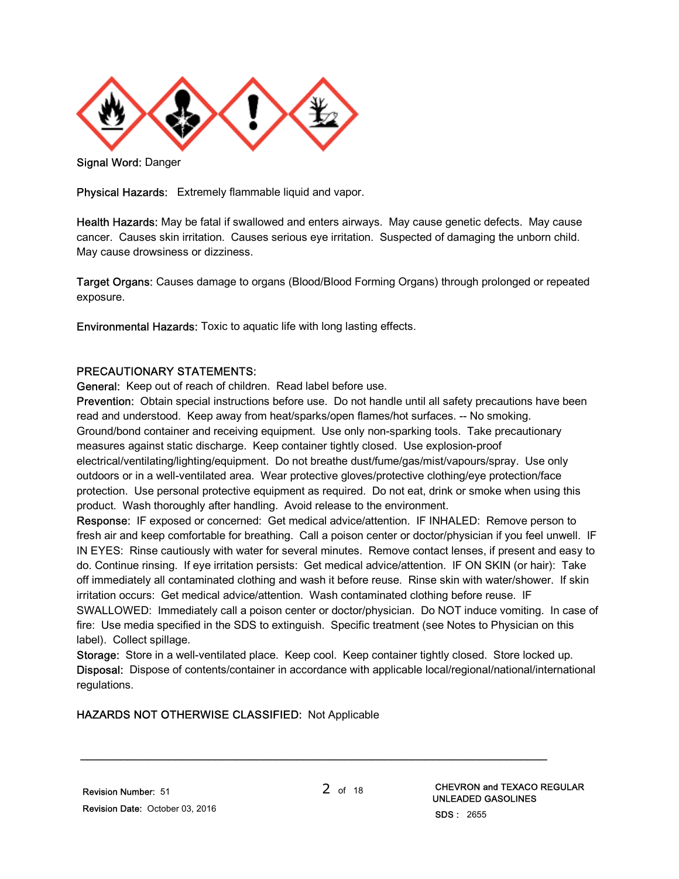**Signal Word:** Danger

**Physical Hazards:** Extremely flammable liquid and vapor.

**Health Hazards:** May be fatal if swallowed and enters airways. May cause genetic defects. May cause cancer. Causes skin irritation. Causes serious eye irritation. Suspected of damaging the unborn child. May cause drowsiness or dizziness.

**Target Organs:** Causes damage to organs (Blood/Blood Forming Organs) through prolonged or repeated exposure.

**Environmental Hazards:** Toxic to aquatic life with long lasting effects.

**PRECAUTIONARY STATEMENTS:**

**General:** Keep out of reach of children. Read label before use.

**Prevention:** Obtain special instructions before use. Do not handle until all safety precautions have been read and understood. Keep away from heat/sparks/open flames/hot surfaces. -- No smoking. Ground/bond container and receiving equipment. Use only non-sparking tools. Take precautionary measures against static discharge. Keep container tightly closed. Use explosion-proof electrical/ventilating/lighting/equipment. Do not breathe dust/fume/gas/mist/vapours/spray. Use only outdoors or in a well-ventilated area. Wear protective gloves/protective clothing/eye protection/face protection. Use personal protective equipment as required. Do not eat, drink or smoke when using this product. Wash thoroughly after handling. Avoid release to the environment.

**Response:** IF exposed or concerned: Get medical advice/attention. IF INHALED: Remove person to fresh air and keep comfortable for breathing. Call a poison center or doctor/physician if you feel unwell. IF IN EYES: Rinse cautiously with water for several minutes. Remove contact lenses, if present and easy to do. Continue rinsing. If eye irritation persists: Get medical advice/attention. IF ON SKIN (or hair): Take off immediately all contaminated clothing and wash it before reuse. Rinse skin with water/shower. If skin irritation occurs: Get medical advice/attention. Wash contaminated clothing before reuse. IF SWALLOWED: Immediately call a poison center or doctor/physician. Do NOT induce vomiting. In case of fire: Use media specified in the SDS to extinguish. Specific treatment (see Notes to Physician on this label). Collect spillage.

**Storage:** Store in a well-ventilated place. Keep cool. Keep container tightly closed. Store locked up.

**Disposal:** Dispose of contents/container in accordance with applicable local/regional/national/international regulations.

**HAZARDS NOT OTHERWISE CLASSIFIED:** Not Applicable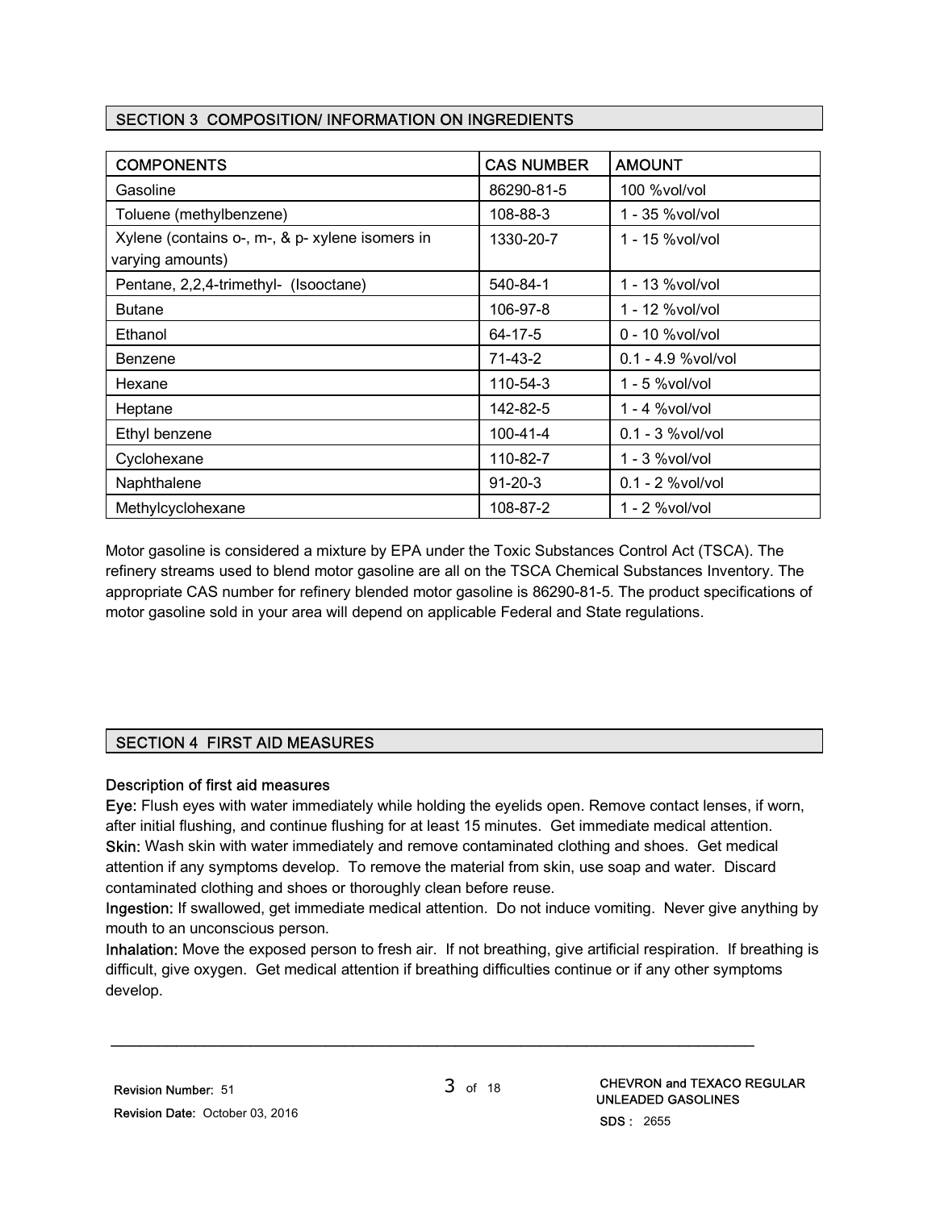## SECTION 3 COMPOSITION/ INFORMATION ON INGREDIENTS

| COMPONENTS | CAS NUMBER | AMOUNT |
|---|---|---|
| Gasoline | 86290-81-5 | 100 %vol/vol |
| Toluene (methylbenzene) | 108-88-3 | 1 - 35 %vol/vol |
| Xylene (contains o-, m-, & p- xylene isomers in varying amounts) | 1330-20-7 | 1 - 15 %vol/vol |
| Pentane, 2,2,4-trimethyl- (Isooctane) | 540-84-1 | 1 - 13 %vol/vol |
| Butane | 106-97-8 | 1 - 12 %vol/vol |
| Ethanol | 64-17-5 | 0 - 10 %vol/vol |
| Benzene | 71-43-2 | 0.1 - 4.9 %vol/vol |
| Hexane | 110-54-3 | 1 - 5 %vol/vol |
| Heptane | 142-82-5 | 1 - 4 %vol/vol |
| Ethyl benzene | 100-41-4 | 0.1 - 3 %vol/vol |
| Cyclohexane | 110-82-7 | 1 - 3 %vol/vol |
| Naphthalene | 91-20-3 | 0.1 - 2 %vol/vol |
| Methylcyclohexane | 108-87-2 | 1 - 2 %vol/vol |

Motor gasoline is considered a mixture by EPA under the Toxic Substances Control Act (TSCA). The refinery streams used to blend motor gasoline are all on the TSCA Chemical Substances Inventory. The appropriate CAS number for refinery blended motor gasoline is 86290-81-5. The product specifications of motor gasoline sold in your area will depend on applicable Federal and State regulations.

## SECTION 4 FIRST AID MEASURES

**Description of first aid measures**

**Eye:** Flush eyes with water immediately while holding the eyelids open. Remove contact lenses, if worn, after initial flushing, and continue flushing for at least 15 minutes. Get immediate medical attention.

**Skin:** Wash skin with water immediately and remove contaminated clothing and shoes. Get medical attention if any symptoms develop. To remove the material from skin, use soap and water. Discard contaminated clothing and shoes or thoroughly clean before reuse.

**Ingestion:** If swallowed, get immediate medical attention. Do not induce vomiting. Never give anything by mouth to an unconscious person.

**Inhalation:** Move the exposed person to fresh air. If not breathing, give artificial respiration. If breathing is difficult, give oxygen. Get medical attention if breathing difficulties continue or if any other symptoms develop.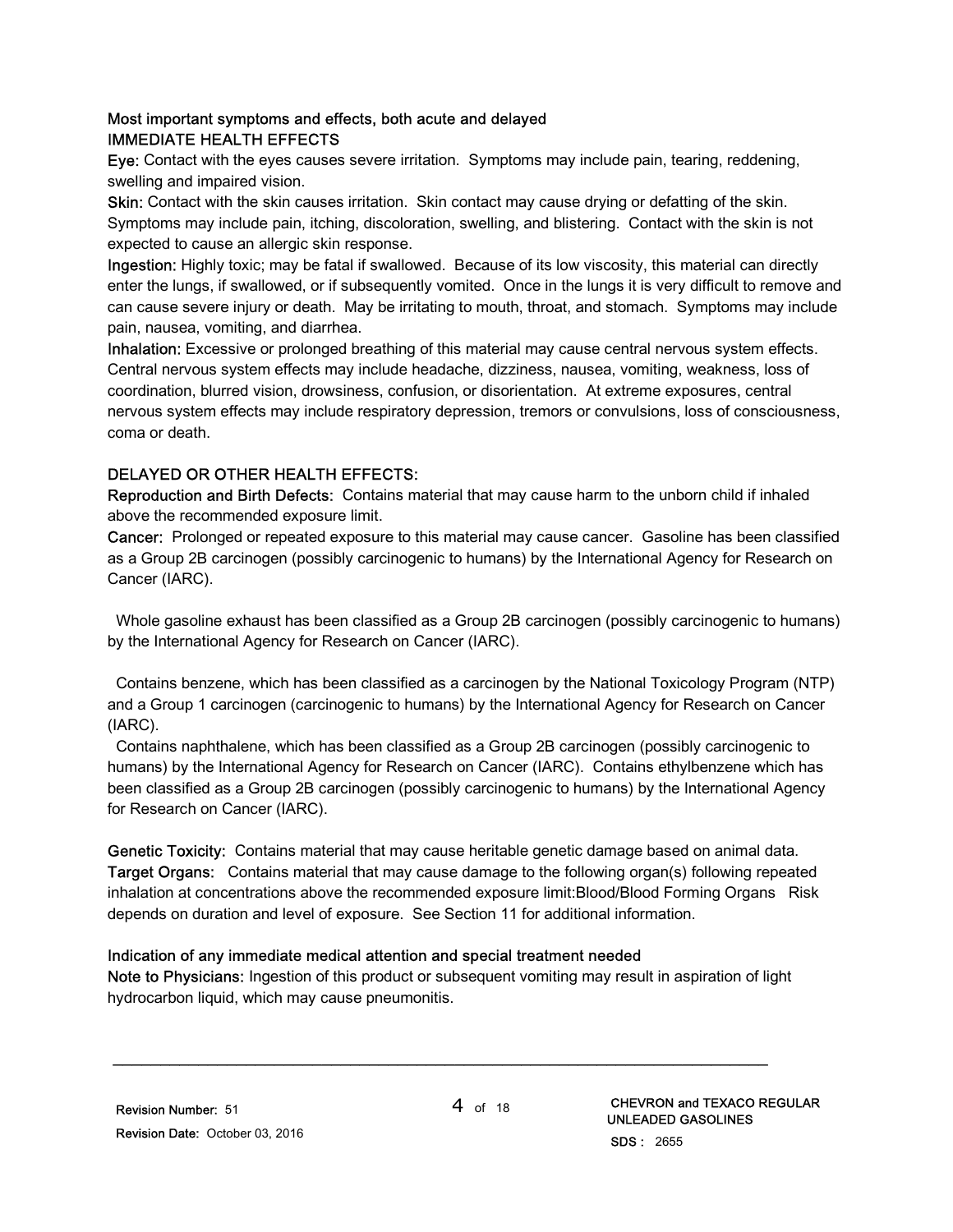**Most important symptoms and effects, both acute and delayed**

**IMMEDIATE HEALTH EFFECTS**

**Eye:** Contact with the eyes causes severe irritation. Symptoms may include pain, tearing, reddening, swelling and impaired vision.

**Skin:** Contact with the skin causes irritation. Skin contact may cause drying or defatting of the skin. Symptoms may include pain, itching, discoloration, swelling, and blistering. Contact with the skin is not expected to cause an allergic skin response.

**Ingestion:** Highly toxic; may be fatal if swallowed. Because of its low viscosity, this material can directly enter the lungs, if swallowed, or if subsequently vomited. Once in the lungs it is very difficult to remove and can cause severe injury or death. May be irritating to mouth, throat, and stomach. Symptoms may include pain, nausea, vomiting, and diarrhea.

**Inhalation:** Excessive or prolonged breathing of this material may cause central nervous system effects. Central nervous system effects may include headache, dizziness, nausea, vomiting, weakness, loss of coordination, blurred vision, drowsiness, confusion, or disorientation. At extreme exposures, central nervous system effects may include respiratory depression, tremors or convulsions, loss of consciousness, coma or death.

**DELAYED OR OTHER HEALTH EFFECTS:**

**Reproduction and Birth Defects:** Contains material that may cause harm to the unborn child if inhaled above the recommended exposure limit.

**Cancer:** Prolonged or repeated exposure to this material may cause cancer. Gasoline has been classified as a Group 2B carcinogen (possibly carcinogenic to humans) by the International Agency for Research on Cancer (IARC).

Whole gasoline exhaust has been classified as a Group 2B carcinogen (possibly carcinogenic to humans) by the International Agency for Research on Cancer (IARC).

Contains benzene, which has been classified as a carcinogen by the National Toxicology Program (NTP) and a Group 1 carcinogen (carcinogenic to humans) by the International Agency for Research on Cancer (IARC).

Contains naphthalene, which has been classified as a Group 2B carcinogen (possibly carcinogenic to humans) by the International Agency for Research on Cancer (IARC). Contains ethylbenzene which has been classified as a Group 2B carcinogen (possibly carcinogenic to humans) by the International Agency for Research on Cancer (IARC).

**Genetic Toxicity:** Contains material that may cause heritable genetic damage based on animal data.

**Target Organs:** Contains material that may cause damage to the following organ(s) following repeated inhalation at concentrations above the recommended exposure limit:Blood/Blood Forming Organs Risk depends on duration and level of exposure. See Section 11 for additional information.

**Indication of any immediate medical attention and special treatment needed**

**Note to Physicians:** Ingestion of this product or subsequent vomiting may result in aspiration of light hydrocarbon liquid, which may cause pneumonitis.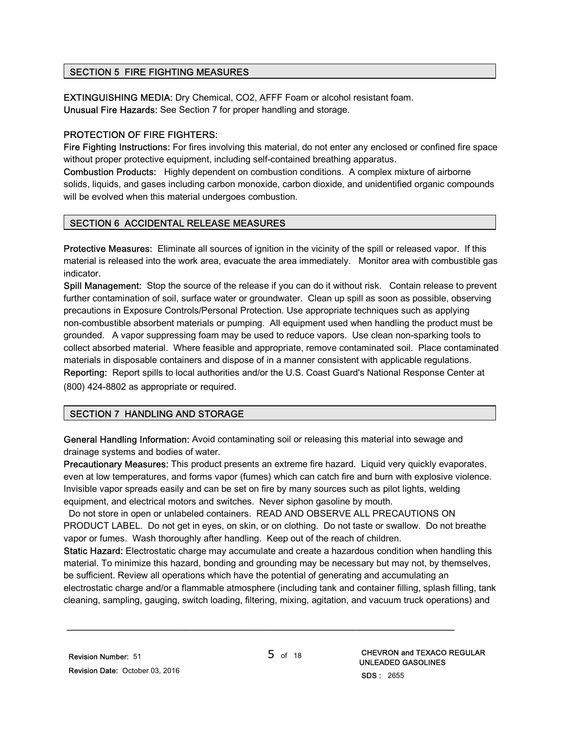## SECTION 5 FIRE FIGHTING MEASURES

**EXTINGUISHING MEDIA:** Dry Chemical, CO2, AFFF Foam or alcohol resistant foam.
**Unusual Fire Hazards:** See Section 7 for proper handling and storage.

**PROTECTION OF FIRE FIGHTERS:**
**Fire Fighting Instructions:** For fires involving this material, do not enter any enclosed or confined fire space without proper protective equipment, including self-contained breathing apparatus.
**Combustion Products:** Highly dependent on combustion conditions. A complex mixture of airborne solids, liquids, and gases including carbon monoxide, carbon dioxide, and unidentified organic compounds will be evolved when this material undergoes combustion.

## SECTION 6 ACCIDENTAL RELEASE MEASURES

**Protective Measures:** Eliminate all sources of ignition in the vicinity of the spill or released vapor. If this material is released into the work area, evacuate the area immediately. Monitor area with combustible gas indicator.
**Spill Management:** Stop the source of the release if you can do it without risk. Contain release to prevent further contamination of soil, surface water or groundwater. Clean up spill as soon as possible, observing precautions in Exposure Controls/Personal Protection. Use appropriate techniques such as applying non-combustible absorbent materials or pumping. All equipment used when handling the product must be grounded. A vapor suppressing foam may be used to reduce vapors. Use clean non-sparking tools to collect absorbed material. Where feasible and appropriate, remove contaminated soil. Place contaminated materials in disposable containers and dispose of in a manner consistent with applicable regulations.
**Reporting:** Report spills to local authorities and/or the U.S. Coast Guard's National Response Center at (800) 424-8802 as appropriate or required.

## SECTION 7 HANDLING AND STORAGE

**General Handling Information:** Avoid contaminating soil or releasing this material into sewage and drainage systems and bodies of water.
**Precautionary Measures:** This product presents an extreme fire hazard. Liquid very quickly evaporates, even at low temperatures, and forms vapor (fumes) which can catch fire and burn with explosive violence. Invisible vapor spreads easily and can be set on fire by many sources such as pilot lights, welding equipment, and electrical motors and switches. Never siphon gasoline by mouth.
Do not store in open or unlabeled containers. READ AND OBSERVE ALL PRECAUTIONS ON PRODUCT LABEL. Do not get in eyes, on skin, or on clothing. Do not taste or swallow. Do not breathe vapor or fumes. Wash thoroughly after handling. Keep out of the reach of children.
**Static Hazard:** Electrostatic charge may accumulate and create a hazardous condition when handling this material. To minimize this hazard, bonding and grounding may be necessary but may not, by themselves, be sufficient. Review all operations which have the potential of generating and accumulating an electrostatic charge and/or a flammable atmosphere (including tank and container filling, splash filling, tank cleaning, sampling, gauging, switch loading, filtering, mixing, agitation, and vacuum truck operations) and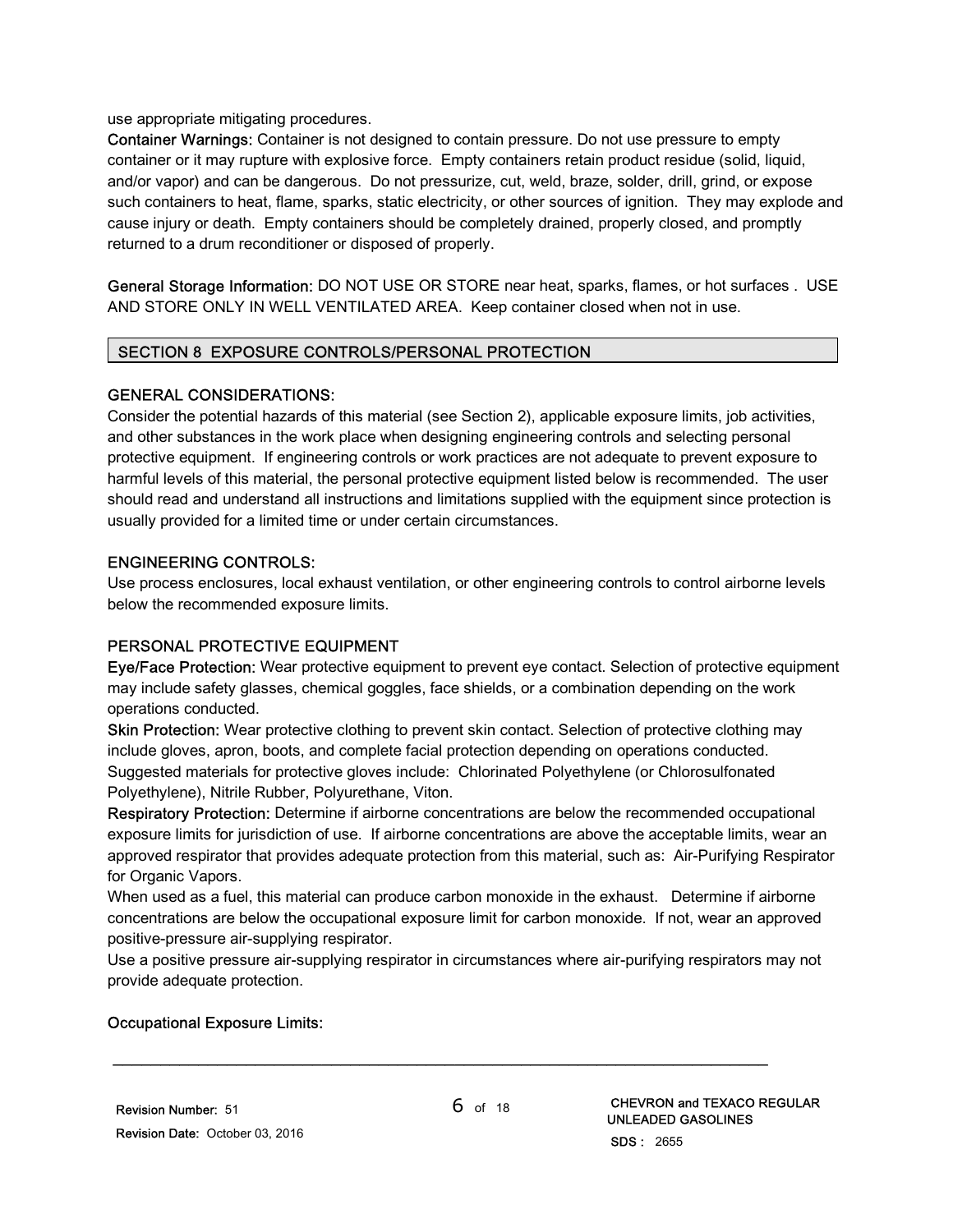use appropriate mitigating procedures.

**Container Warnings:** Container is not designed to contain pressure. Do not use pressure to empty container or it may rupture with explosive force. Empty containers retain product residue (solid, liquid, and/or vapor) and can be dangerous. Do not pressurize, cut, weld, braze, solder, drill, grind, or expose such containers to heat, flame, sparks, static electricity, or other sources of ignition. They may explode and cause injury or death. Empty containers should be completely drained, properly closed, and promptly returned to a drum reconditioner or disposed of properly.

**General Storage Information:** DO NOT USE OR STORE near heat, sparks, flames, or hot surfaces . USE AND STORE ONLY IN WELL VENTILATED AREA. Keep container closed when not in use.

## SECTION 8 EXPOSURE CONTROLS/PERSONAL PROTECTION

### GENERAL CONSIDERATIONS:

Consider the potential hazards of this material (see Section 2), applicable exposure limits, job activities, and other substances in the work place when designing engineering controls and selecting personal protective equipment. If engineering controls or work practices are not adequate to prevent exposure to harmful levels of this material, the personal protective equipment listed below is recommended. The user should read and understand all instructions and limitations supplied with the equipment since protection is usually provided for a limited time or under certain circumstances.

### ENGINEERING CONTROLS:

Use process enclosures, local exhaust ventilation, or other engineering controls to control airborne levels below the recommended exposure limits.

### PERSONAL PROTECTIVE EQUIPMENT

**Eye/Face Protection:** Wear protective equipment to prevent eye contact. Selection of protective equipment may include safety glasses, chemical goggles, face shields, or a combination depending on the work operations conducted.

**Skin Protection:** Wear protective clothing to prevent skin contact. Selection of protective clothing may include gloves, apron, boots, and complete facial protection depending on operations conducted. Suggested materials for protective gloves include: Chlorinated Polyethylene (or Chlorosulfonated Polyethylene), Nitrile Rubber, Polyurethane, Viton.

**Respiratory Protection:** Determine if airborne concentrations are below the recommended occupational exposure limits for jurisdiction of use. If airborne concentrations are above the acceptable limits, wear an approved respirator that provides adequate protection from this material, such as: Air-Purifying Respirator for Organic Vapors.

When used as a fuel, this material can produce carbon monoxide in the exhaust. Determine if airborne concentrations are below the occupational exposure limit for carbon monoxide. If not, wear an approved positive-pressure air-supplying respirator.

Use a positive pressure air-supplying respirator in circumstances where air-purifying respirators may not provide adequate protection.

**Occupational Exposure Limits:**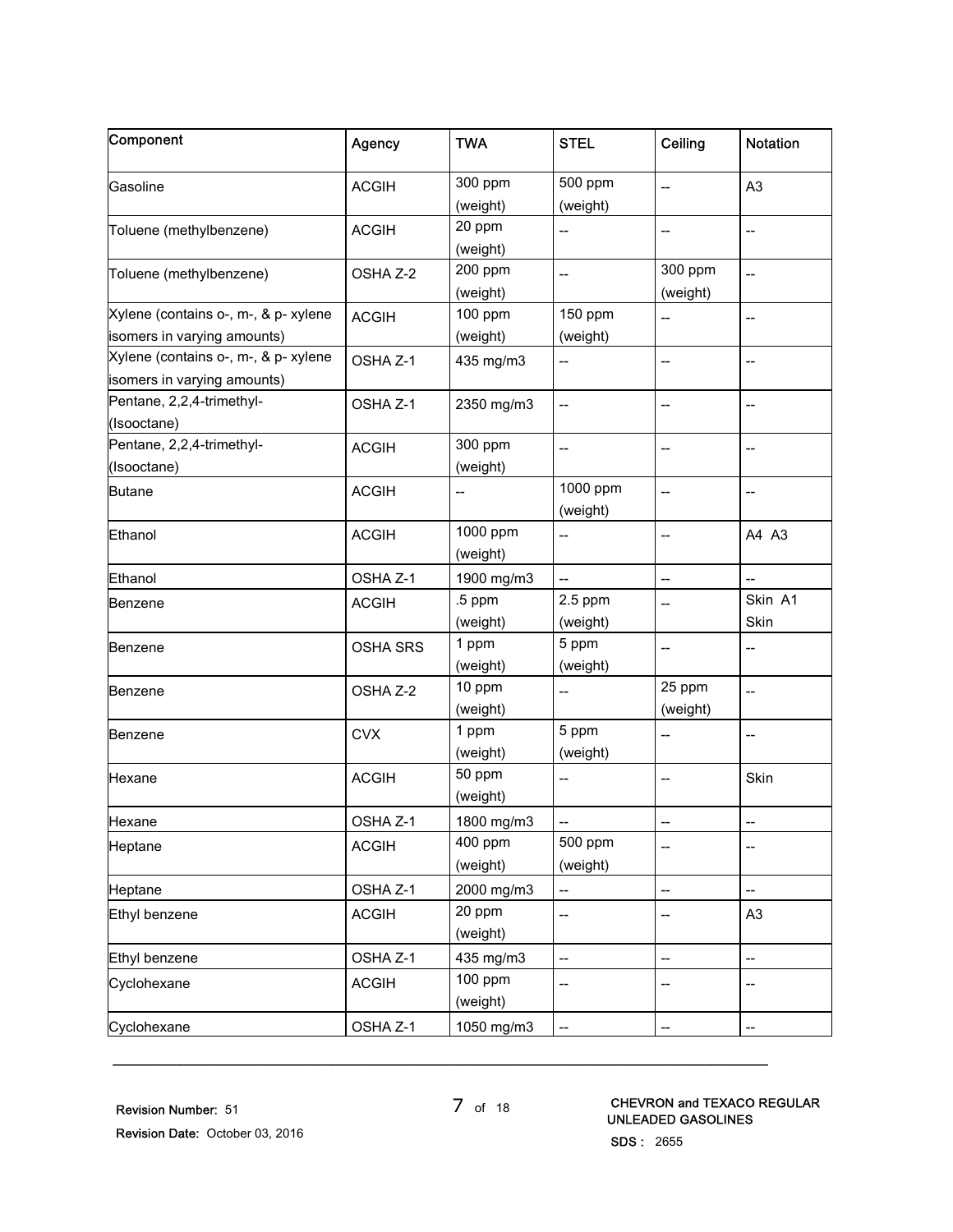| Component | Agency | TWA | STEL | Ceiling | Notation |
|---|---|---|---|---|---|
| Gasoline | ACGIH | 300 ppm (weight) | 500 ppm (weight) | -- | A3 |
| Toluene (methylbenzene) | ACGIH | 20 ppm (weight) | -- | -- | -- |
| Toluene (methylbenzene) | OSHA Z-2 | 200 ppm (weight) | -- | 300 ppm (weight) | -- |
| Xylene (contains o-, m-, & p- xylene isomers in varying amounts) | ACGIH | 100 ppm (weight) | 150 ppm (weight) | -- | -- |
| Xylene (contains o-, m-, & p- xylene isomers in varying amounts) | OSHA Z-1 | 435 mg/m3 | -- | -- | -- |
| Pentane, 2,2,4-trimethyl- (Isooctane) | OSHA Z-1 | 2350 mg/m3 | -- | -- | -- |
| Pentane, 2,2,4-trimethyl- (Isooctane) | ACGIH | 300 ppm (weight) | -- | -- | -- |
| Butane | ACGIH | -- | 1000 ppm (weight) | -- | -- |
| Ethanol | ACGIH | 1000 ppm (weight) | -- | -- | A4 A3 |
| Ethanol | OSHA Z-1 | 1900 mg/m3 | -- | -- | -- |
| Benzene | ACGIH | .5 ppm (weight) | 2.5 ppm (weight) | -- | Skin A1 Skin |
| Benzene | OSHA SRS | 1 ppm (weight) | 5 ppm (weight) | -- | -- |
| Benzene | OSHA Z-2 | 10 ppm (weight) | -- | 25 ppm (weight) | -- |
| Benzene | CVX | 1 ppm (weight) | 5 ppm (weight) | -- | -- |
| Hexane | ACGIH | 50 ppm (weight) | -- | -- | Skin |
| Hexane | OSHA Z-1 | 1800 mg/m3 | -- | -- | -- |
| Heptane | ACGIH | 400 ppm (weight) | 500 ppm (weight) | -- | -- |
| Heptane | OSHA Z-1 | 2000 mg/m3 | -- | -- | -- |
| Ethyl benzene | ACGIH | 20 ppm (weight) | -- | -- | A3 |
| Ethyl benzene | OSHA Z-1 | 435 mg/m3 | -- | -- | -- |
| Cyclohexane | ACGIH | 100 ppm (weight) | -- | -- | -- |
| Cyclohexane | OSHA Z-1 | 1050 mg/m3 | -- | -- | -- |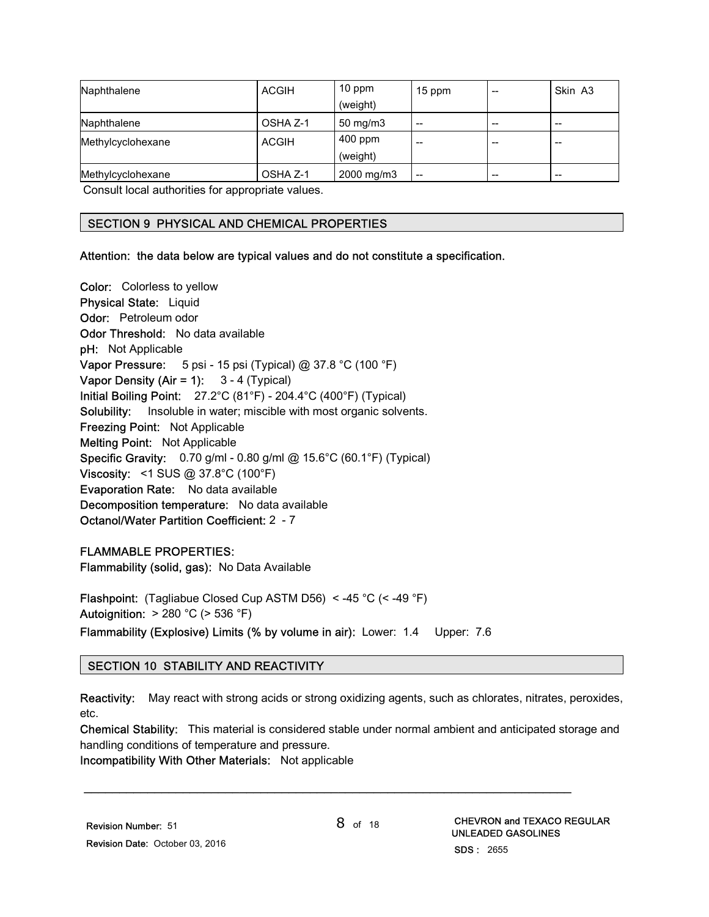| | | | | | |
|---|---|---|---|---|---|
| Naphthalene | ACGIH | 10 ppm (weight) | 15 ppm | -- | Skin A3 |
| Naphthalene | OSHA Z-1 | 50 mg/m3 | -- | -- | -- |
| Methylcyclohexane | ACGIH | 400 ppm (weight) | -- | -- | -- |
| Methylcyclohexane | OSHA Z-1 | 2000 mg/m3 | -- | -- | -- |

Consult local authorities for appropriate values.

## SECTION 9 PHYSICAL AND CHEMICAL PROPERTIES

**Attention: the data below are typical values and do not constitute a specification.**

**Color:** Colorless to yellow
**Physical State:** Liquid
**Odor:** Petroleum odor
**Odor Threshold:** No data available
**pH:** Not Applicable
**Vapor Pressure:** 5 psi - 15 psi (Typical) @ 37.8 °C (100 °F)
**Vapor Density (Air = 1):** 3 - 4 (Typical)
**Initial Boiling Point:** 27.2°C (81°F) - 204.4°C (400°F) (Typical)
**Solubility:** Insoluble in water; miscible with most organic solvents.
**Freezing Point:** Not Applicable
**Melting Point:** Not Applicable
**Specific Gravity:** 0.70 g/ml - 0.80 g/ml @ 15.6°C (60.1°F) (Typical)
**Viscosity:** <1 SUS @ 37.8°C (100°F)
**Evaporation Rate:** No data available
**Decomposition temperature:** No data available
**Octanol/Water Partition Coefficient:** 2 - 7

**FLAMMABLE PROPERTIES:**
**Flammability (solid, gas):** No Data Available

**Flashpoint:** (Tagliabue Closed Cup ASTM D56) < -45 °C (< -49 °F)
**Autoignition:** > 280 °C (> 536 °F)
**Flammability (Explosive) Limits (% by volume in air):** Lower: 1.4 Upper: 7.6

## SECTION 10 STABILITY AND REACTIVITY

**Reactivity:** May react with strong acids or strong oxidizing agents, such as chlorates, nitrates, peroxides, etc.
**Chemical Stability:** This material is considered stable under normal ambient and anticipated storage and handling conditions of temperature and pressure.
**Incompatibility With Other Materials:** Not applicable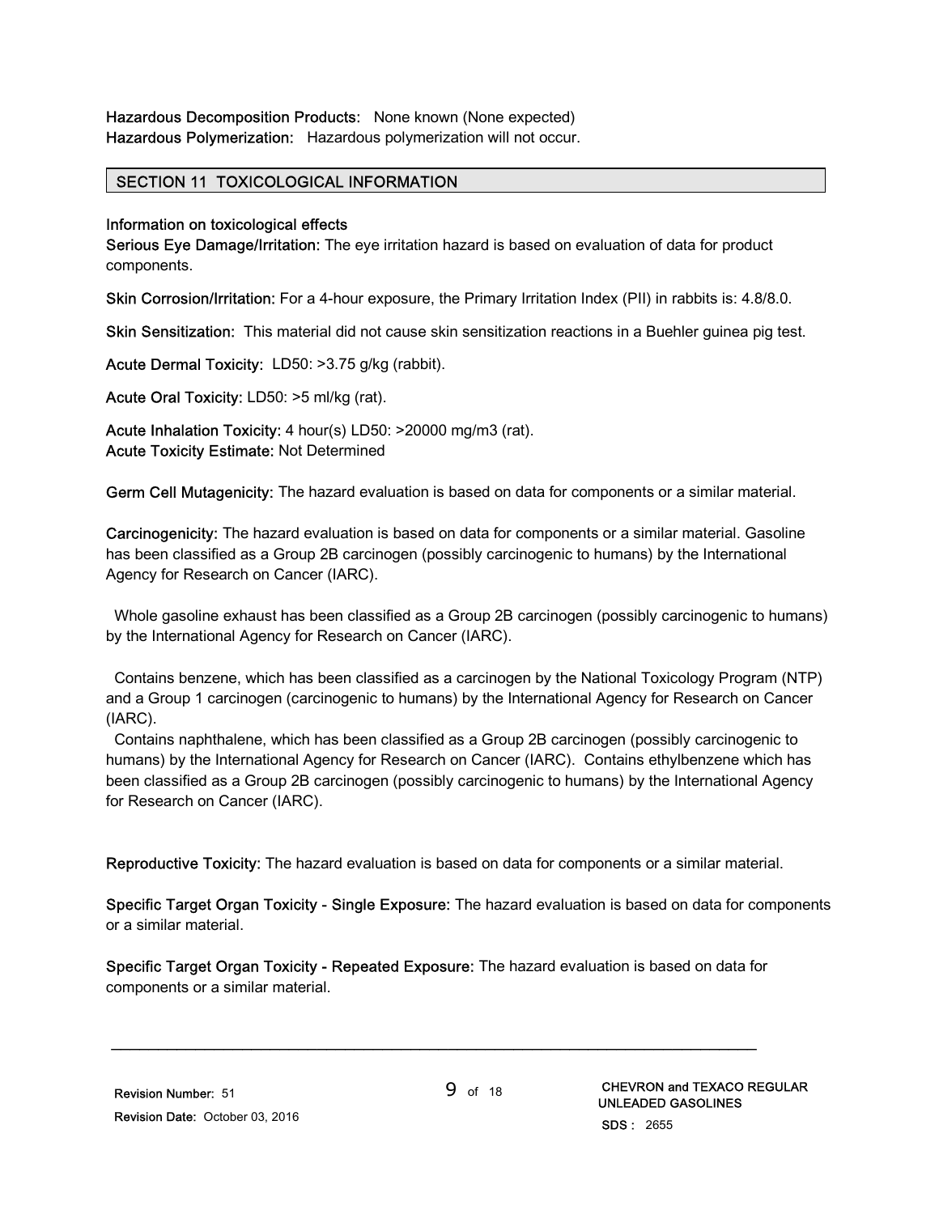**Hazardous Decomposition Products:** None known (None expected)
**Hazardous Polymerization:** Hazardous polymerization will not occur.

## SECTION 11 TOXICOLOGICAL INFORMATION

**Information on toxicological effects**
**Serious Eye Damage/Irritation:** The eye irritation hazard is based on evaluation of data for product components.

**Skin Corrosion/Irritation:** For a 4-hour exposure, the Primary Irritation Index (PII) in rabbits is: 4.8/8.0.

**Skin Sensitization:** This material did not cause skin sensitization reactions in a Buehler guinea pig test.

**Acute Dermal Toxicity:** LD50: >3.75 g/kg (rabbit).

**Acute Oral Toxicity:** LD50: >5 ml/kg (rat).

**Acute Inhalation Toxicity:** 4 hour(s) LD50: >20000 mg/m3 (rat).
**Acute Toxicity Estimate:** Not Determined

**Germ Cell Mutagenicity:** The hazard evaluation is based on data for components or a similar material.

**Carcinogenicity:** The hazard evaluation is based on data for components or a similar material. Gasoline has been classified as a Group 2B carcinogen (possibly carcinogenic to humans) by the International Agency for Research on Cancer (IARC).

Whole gasoline exhaust has been classified as a Group 2B carcinogen (possibly carcinogenic to humans) by the International Agency for Research on Cancer (IARC).

Contains benzene, which has been classified as a carcinogen by the National Toxicology Program (NTP) and a Group 1 carcinogen (carcinogenic to humans) by the International Agency for Research on Cancer (IARC).
Contains naphthalene, which has been classified as a Group 2B carcinogen (possibly carcinogenic to humans) by the International Agency for Research on Cancer (IARC). Contains ethylbenzene which has been classified as a Group 2B carcinogen (possibly carcinogenic to humans) by the International Agency for Research on Cancer (IARC).

**Reproductive Toxicity:** The hazard evaluation is based on data for components or a similar material.

**Specific Target Organ Toxicity - Single Exposure:** The hazard evaluation is based on data for components or a similar material.

**Specific Target Organ Toxicity - Repeated Exposure:** The hazard evaluation is based on data for components or a similar material.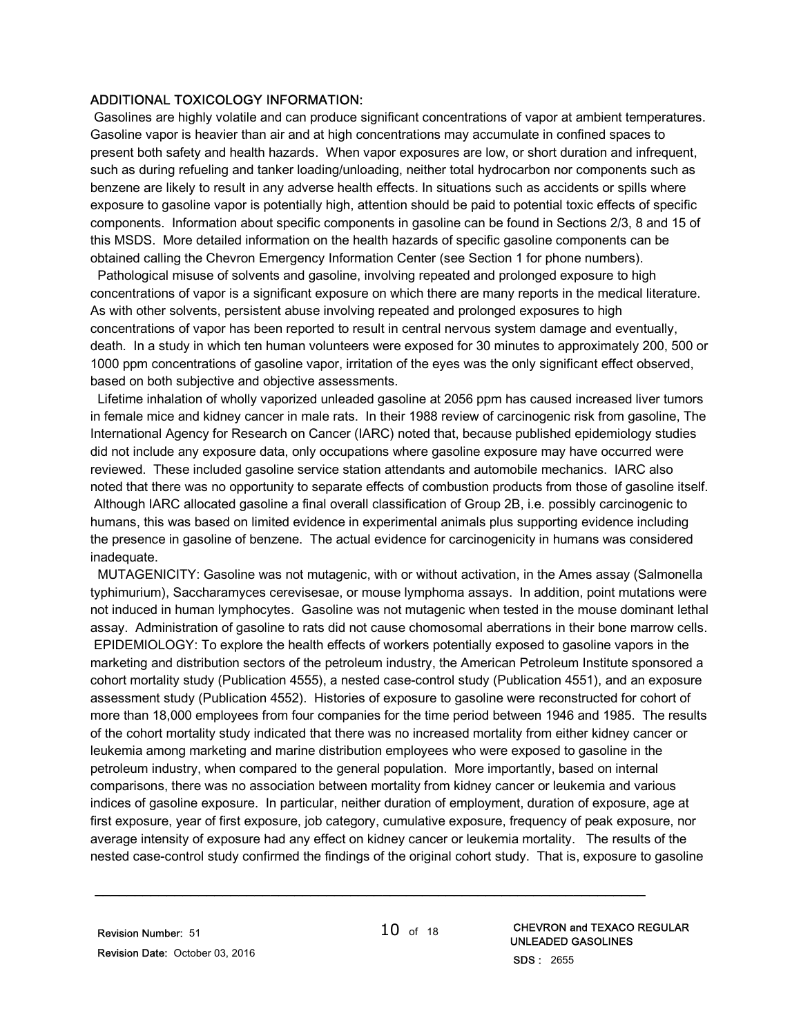### ADDITIONAL TOXICOLOGY INFORMATION:

Gasolines are highly volatile and can produce significant concentrations of vapor at ambient temperatures. Gasoline vapor is heavier than air and at high concentrations may accumulate in confined spaces to present both safety and health hazards. When vapor exposures are low, or short duration and infrequent, such as during refueling and tanker loading/unloading, neither total hydrocarbon nor components such as benzene are likely to result in any adverse health effects. In situations such as accidents or spills where exposure to gasoline vapor is potentially high, attention should be paid to potential toxic effects of specific components. Information about specific components in gasoline can be found in Sections 2/3, 8 and 15 of this MSDS. More detailed information on the health hazards of specific gasoline components can be obtained calling the Chevron Emergency Information Center (see Section 1 for phone numbers).

Pathological misuse of solvents and gasoline, involving repeated and prolonged exposure to high concentrations of vapor is a significant exposure on which there are many reports in the medical literature. As with other solvents, persistent abuse involving repeated and prolonged exposures to high concentrations of vapor has been reported to result in central nervous system damage and eventually, death. In a study in which ten human volunteers were exposed for 30 minutes to approximately 200, 500 or 1000 ppm concentrations of gasoline vapor, irritation of the eyes was the only significant effect observed, based on both subjective and objective assessments.

Lifetime inhalation of wholly vaporized unleaded gasoline at 2056 ppm has caused increased liver tumors in female mice and kidney cancer in male rats. In their 1988 review of carcinogenic risk from gasoline, The International Agency for Research on Cancer (IARC) noted that, because published epidemiology studies did not include any exposure data, only occupations where gasoline exposure may have occurred were reviewed. These included gasoline service station attendants and automobile mechanics. IARC also noted that there was no opportunity to separate effects of combustion products from those of gasoline itself. Although IARC allocated gasoline a final overall classification of Group 2B, i.e. possibly carcinogenic to humans, this was based on limited evidence in experimental animals plus supporting evidence including the presence in gasoline of benzene. The actual evidence for carcinogenicity in humans was considered inadequate.

MUTAGENICITY: Gasoline was not mutagenic, with or without activation, in the Ames assay (Salmonella typhimurium), Saccharamyces cerevisesae, or mouse lymphoma assays. In addition, point mutations were not induced in human lymphocytes. Gasoline was not mutagenic when tested in the mouse dominant lethal assay. Administration of gasoline to rats did not cause chomosomal aberrations in their bone marrow cells.

EPIDEMIOLOGY: To explore the health effects of workers potentially exposed to gasoline vapors in the marketing and distribution sectors of the petroleum industry, the American Petroleum Institute sponsored a cohort mortality study (Publication 4555), a nested case-control study (Publication 4551), and an exposure assessment study (Publication 4552). Histories of exposure to gasoline were reconstructed for cohort of more than 18,000 employees from four companies for the time period between 1946 and 1985. The results of the cohort mortality study indicated that there was no increased mortality from either kidney cancer or leukemia among marketing and marine distribution employees who were exposed to gasoline in the petroleum industry, when compared to the general population. More importantly, based on internal comparisons, there was no association between mortality from kidney cancer or leukemia and various indices of gasoline exposure. In particular, neither duration of employment, duration of exposure, age at first exposure, year of first exposure, job category, cumulative exposure, frequency of peak exposure, nor average intensity of exposure had any effect on kidney cancer or leukemia mortality. The results of the nested case-control study confirmed the findings of the original cohort study. That is, exposure to gasoline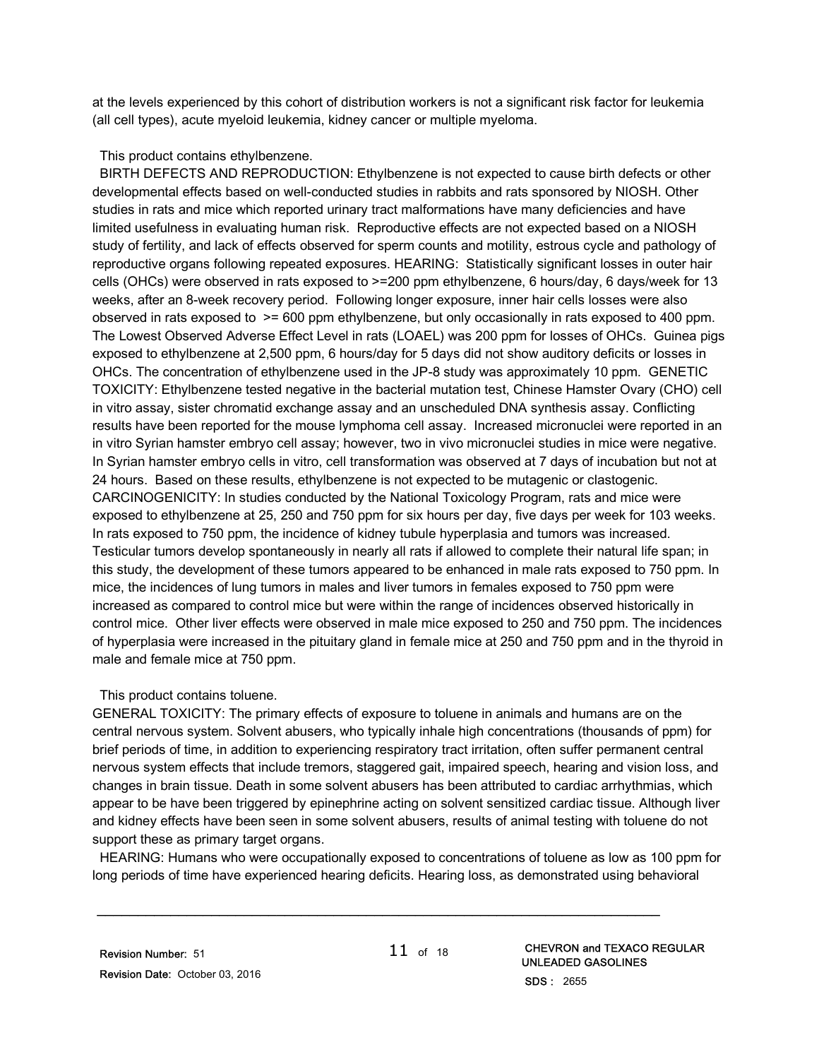at the levels experienced by this cohort of distribution workers is not a significant risk factor for leukemia (all cell types), acute myeloid leukemia, kidney cancer or multiple myeloma.

This product contains ethylbenzene.

BIRTH DEFECTS AND REPRODUCTION: Ethylbenzene is not expected to cause birth defects or other developmental effects based on well-conducted studies in rabbits and rats sponsored by NIOSH. Other studies in rats and mice which reported urinary tract malformations have many deficiencies and have limited usefulness in evaluating human risk. Reproductive effects are not expected based on a NIOSH study of fertility, and lack of effects observed for sperm counts and motility, estrous cycle and pathology of reproductive organs following repeated exposures. HEARING: Statistically significant losses in outer hair cells (OHCs) were observed in rats exposed to >=200 ppm ethylbenzene, 6 hours/day, 6 days/week for 13 weeks, after an 8-week recovery period. Following longer exposure, inner hair cells losses were also observed in rats exposed to >= 600 ppm ethylbenzene, but only occasionally in rats exposed to 400 ppm. The Lowest Observed Adverse Effect Level in rats (LOAEL) was 200 ppm for losses of OHCs. Guinea pigs exposed to ethylbenzene at 2,500 ppm, 6 hours/day for 5 days did not show auditory deficits or losses in OHCs. The concentration of ethylbenzene used in the JP-8 study was approximately 10 ppm. GENETIC TOXICITY: Ethylbenzene tested negative in the bacterial mutation test, Chinese Hamster Ovary (CHO) cell in vitro assay, sister chromatid exchange assay and an unscheduled DNA synthesis assay. Conflicting results have been reported for the mouse lymphoma cell assay. Increased micronuclei were reported in an in vitro Syrian hamster embryo cell assay; however, two in vivo micronuclei studies in mice were negative. In Syrian hamster embryo cells in vitro, cell transformation was observed at 7 days of incubation but not at 24 hours. Based on these results, ethylbenzene is not expected to be mutagenic or clastogenic. CARCINOGENICITY: In studies conducted by the National Toxicology Program, rats and mice were exposed to ethylbenzene at 25, 250 and 750 ppm for six hours per day, five days per week for 103 weeks. In rats exposed to 750 ppm, the incidence of kidney tubule hyperplasia and tumors was increased. Testicular tumors develop spontaneously in nearly all rats if allowed to complete their natural life span; in this study, the development of these tumors appeared to be enhanced in male rats exposed to 750 ppm. In mice, the incidences of lung tumors in males and liver tumors in females exposed to 750 ppm were increased as compared to control mice but were within the range of incidences observed historically in control mice. Other liver effects were observed in male mice exposed to 250 and 750 ppm. The incidences of hyperplasia were increased in the pituitary gland in female mice at 250 and 750 ppm and in the thyroid in male and female mice at 750 ppm.

This product contains toluene.

GENERAL TOXICITY: The primary effects of exposure to toluene in animals and humans are on the central nervous system. Solvent abusers, who typically inhale high concentrations (thousands of ppm) for brief periods of time, in addition to experiencing respiratory tract irritation, often suffer permanent central nervous system effects that include tremors, staggered gait, impaired speech, hearing and vision loss, and changes in brain tissue. Death in some solvent abusers has been attributed to cardiac arrhythmias, which appear to be have been triggered by epinephrine acting on solvent sensitized cardiac tissue. Although liver and kidney effects have been seen in some solvent abusers, results of animal testing with toluene do not support these as primary target organs.

HEARING: Humans who were occupationally exposed to concentrations of toluene as low as 100 ppm for long periods of time have experienced hearing deficits. Hearing loss, as demonstrated using behavioral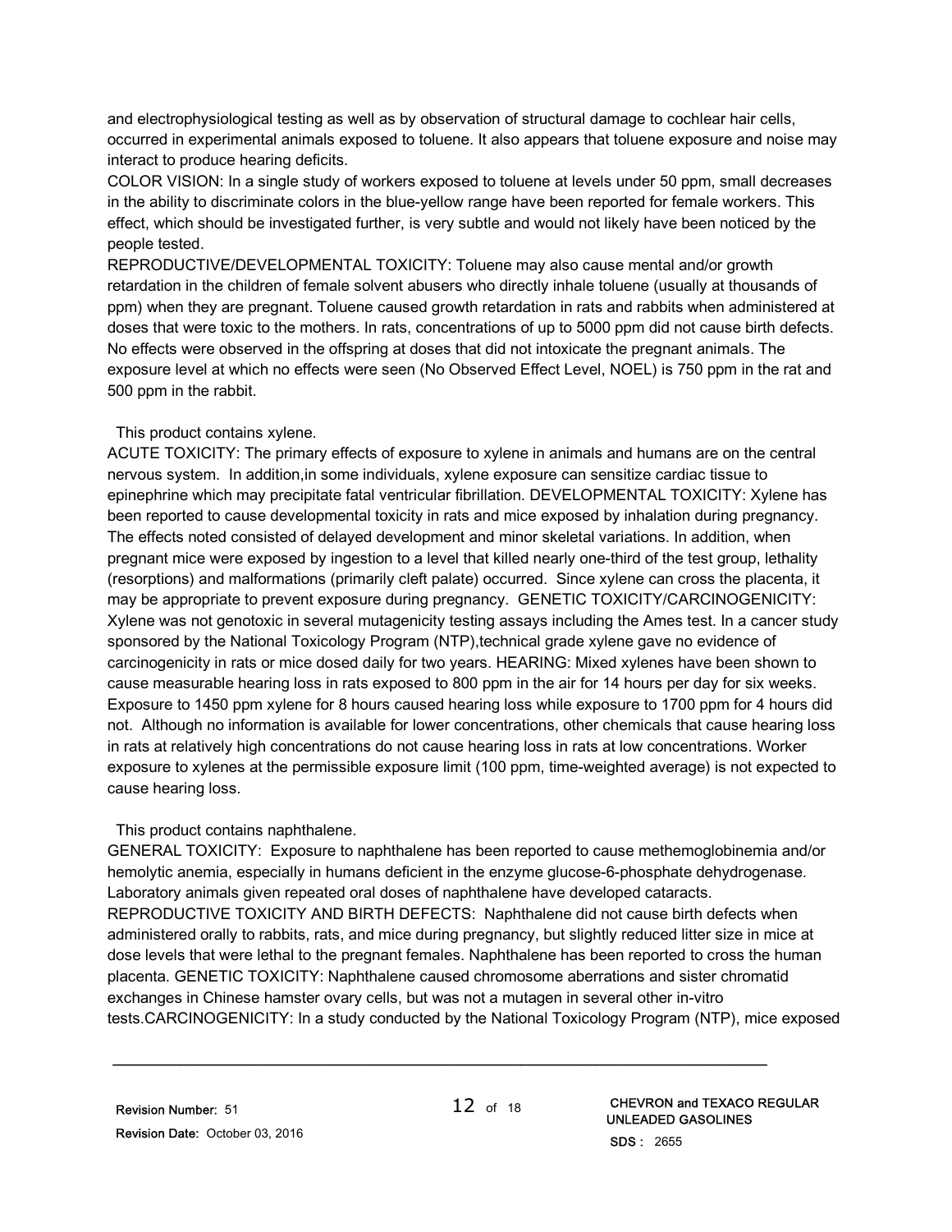and electrophysiological testing as well as by observation of structural damage to cochlear hair cells, occurred in experimental animals exposed to toluene. It also appears that toluene exposure and noise may interact to produce hearing deficits.

COLOR VISION: In a single study of workers exposed to toluene at levels under 50 ppm, small decreases in the ability to discriminate colors in the blue-yellow range have been reported for female workers. This effect, which should be investigated further, is very subtle and would not likely have been noticed by the people tested.

REPRODUCTIVE/DEVELOPMENTAL TOXICITY: Toluene may also cause mental and/or growth retardation in the children of female solvent abusers who directly inhale toluene (usually at thousands of ppm) when they are pregnant. Toluene caused growth retardation in rats and rabbits when administered at doses that were toxic to the mothers. In rats, concentrations of up to 5000 ppm did not cause birth defects. No effects were observed in the offspring at doses that did not intoxicate the pregnant animals. The exposure level at which no effects were seen (No Observed Effect Level, NOEL) is 750 ppm in the rat and 500 ppm in the rabbit.

This product contains xylene.

ACUTE TOXICITY: The primary effects of exposure to xylene in animals and humans are on the central nervous system. In addition,in some individuals, xylene exposure can sensitize cardiac tissue to epinephrine which may precipitate fatal ventricular fibrillation. DEVELOPMENTAL TOXICITY: Xylene has been reported to cause developmental toxicity in rats and mice exposed by inhalation during pregnancy. The effects noted consisted of delayed development and minor skeletal variations. In addition, when pregnant mice were exposed by ingestion to a level that killed nearly one-third of the test group, lethality (resorptions) and malformations (primarily cleft palate) occurred. Since xylene can cross the placenta, it may be appropriate to prevent exposure during pregnancy. GENETIC TOXICITY/CARCINOGENICITY: Xylene was not genotoxic in several mutagenicity testing assays including the Ames test. In a cancer study sponsored by the National Toxicology Program (NTP),technical grade xylene gave no evidence of carcinogenicity in rats or mice dosed daily for two years. HEARING: Mixed xylenes have been shown to cause measurable hearing loss in rats exposed to 800 ppm in the air for 14 hours per day for six weeks. Exposure to 1450 ppm xylene for 8 hours caused hearing loss while exposure to 1700 ppm for 4 hours did not. Although no information is available for lower concentrations, other chemicals that cause hearing loss in rats at relatively high concentrations do not cause hearing loss in rats at low concentrations. Worker exposure to xylenes at the permissible exposure limit (100 ppm, time-weighted average) is not expected to cause hearing loss.

This product contains naphthalene.

GENERAL TOXICITY: Exposure to naphthalene has been reported to cause methemoglobinemia and/or hemolytic anemia, especially in humans deficient in the enzyme glucose-6-phosphate dehydrogenase. Laboratory animals given repeated oral doses of naphthalene have developed cataracts.

REPRODUCTIVE TOXICITY AND BIRTH DEFECTS: Naphthalene did not cause birth defects when administered orally to rabbits, rats, and mice during pregnancy, but slightly reduced litter size in mice at dose levels that were lethal to the pregnant females. Naphthalene has been reported to cross the human placenta. GENETIC TOXICITY: Naphthalene caused chromosome aberrations and sister chromatid exchanges in Chinese hamster ovary cells, but was not a mutagen in several other in-vitro tests.CARCINOGENICITY: In a study conducted by the National Toxicology Program (NTP), mice exposed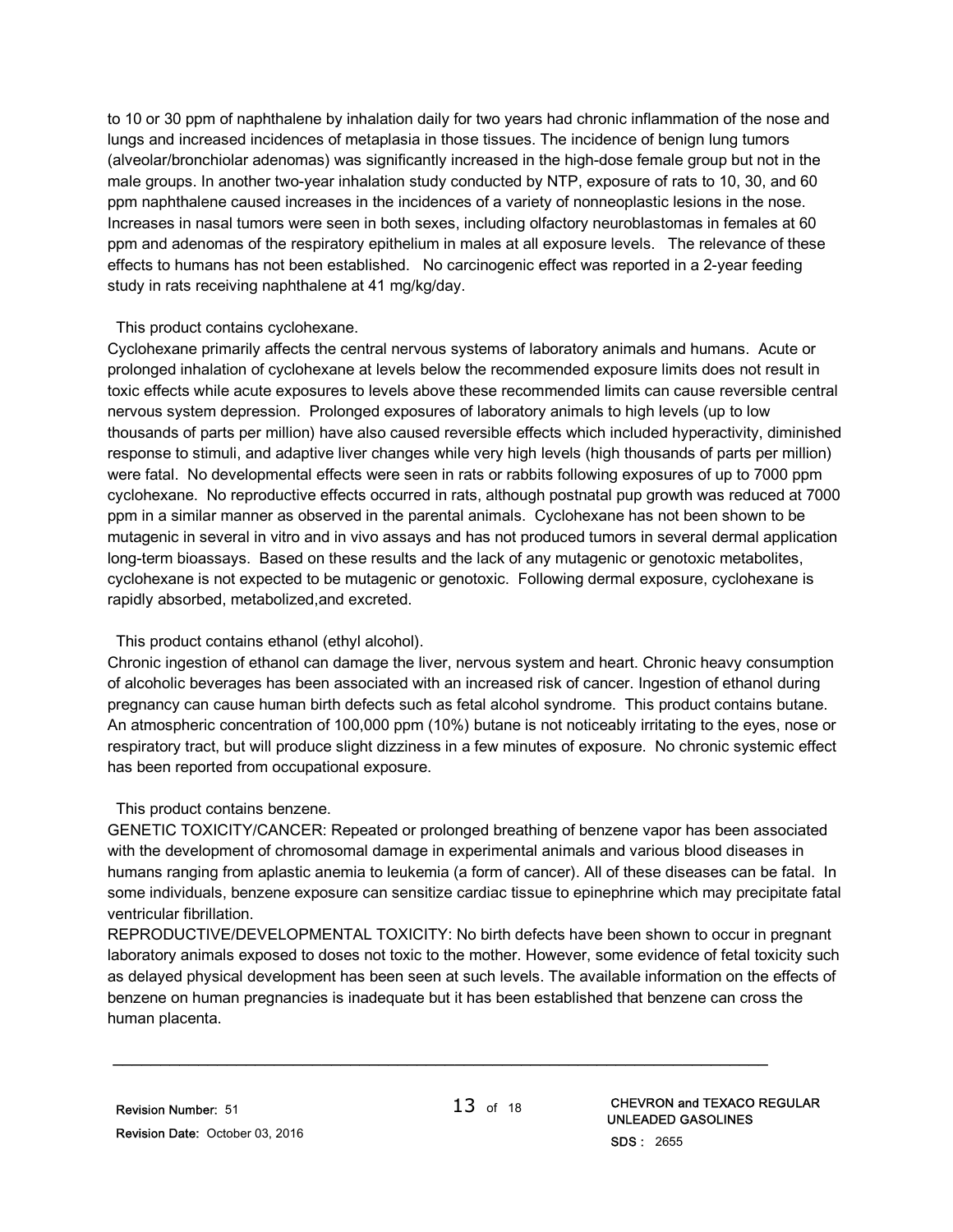to 10 or 30 ppm of naphthalene by inhalation daily for two years had chronic inflammation of the nose and lungs and increased incidences of metaplasia in those tissues. The incidence of benign lung tumors (alveolar/bronchiolar adenomas) was significantly increased in the high-dose female group but not in the male groups. In another two-year inhalation study conducted by NTP, exposure of rats to 10, 30, and 60 ppm naphthalene caused increases in the incidences of a variety of nonneoplastic lesions in the nose. Increases in nasal tumors were seen in both sexes, including olfactory neuroblastomas in females at 60 ppm and adenomas of the respiratory epithelium in males at all exposure levels. The relevance of these effects to humans has not been established. No carcinogenic effect was reported in a 2-year feeding study in rats receiving naphthalene at 41 mg/kg/day.

This product contains cyclohexane.

Cyclohexane primarily affects the central nervous systems of laboratory animals and humans. Acute or prolonged inhalation of cyclohexane at levels below the recommended exposure limits does not result in toxic effects while acute exposures to levels above these recommended limits can cause reversible central nervous system depression. Prolonged exposures of laboratory animals to high levels (up to low thousands of parts per million) have also caused reversible effects which included hyperactivity, diminished response to stimuli, and adaptive liver changes while very high levels (high thousands of parts per million) were fatal. No developmental effects were seen in rats or rabbits following exposures of up to 7000 ppm cyclohexane. No reproductive effects occurred in rats, although postnatal pup growth was reduced at 7000 ppm in a similar manner as observed in the parental animals. Cyclohexane has not been shown to be mutagenic in several in vitro and in vivo assays and has not produced tumors in several dermal application long-term bioassays. Based on these results and the lack of any mutagenic or genotoxic metabolites, cyclohexane is not expected to be mutagenic or genotoxic. Following dermal exposure, cyclohexane is rapidly absorbed, metabolized,and excreted.

This product contains ethanol (ethyl alcohol).

Chronic ingestion of ethanol can damage the liver, nervous system and heart. Chronic heavy consumption of alcoholic beverages has been associated with an increased risk of cancer. Ingestion of ethanol during pregnancy can cause human birth defects such as fetal alcohol syndrome. This product contains butane. An atmospheric concentration of 100,000 ppm (10%) butane is not noticeably irritating to the eyes, nose or respiratory tract, but will produce slight dizziness in a few minutes of exposure. No chronic systemic effect has been reported from occupational exposure.

This product contains benzene.

GENETIC TOXICITY/CANCER: Repeated or prolonged breathing of benzene vapor has been associated with the development of chromosomal damage in experimental animals and various blood diseases in humans ranging from aplastic anemia to leukemia (a form of cancer). All of these diseases can be fatal. In some individuals, benzene exposure can sensitize cardiac tissue to epinephrine which may precipitate fatal ventricular fibrillation.

REPRODUCTIVE/DEVELOPMENTAL TOXICITY: No birth defects have been shown to occur in pregnant laboratory animals exposed to doses not toxic to the mother. However, some evidence of fetal toxicity such as delayed physical development has been seen at such levels. The available information on the effects of benzene on human pregnancies is inadequate but it has been established that benzene can cross the human placenta.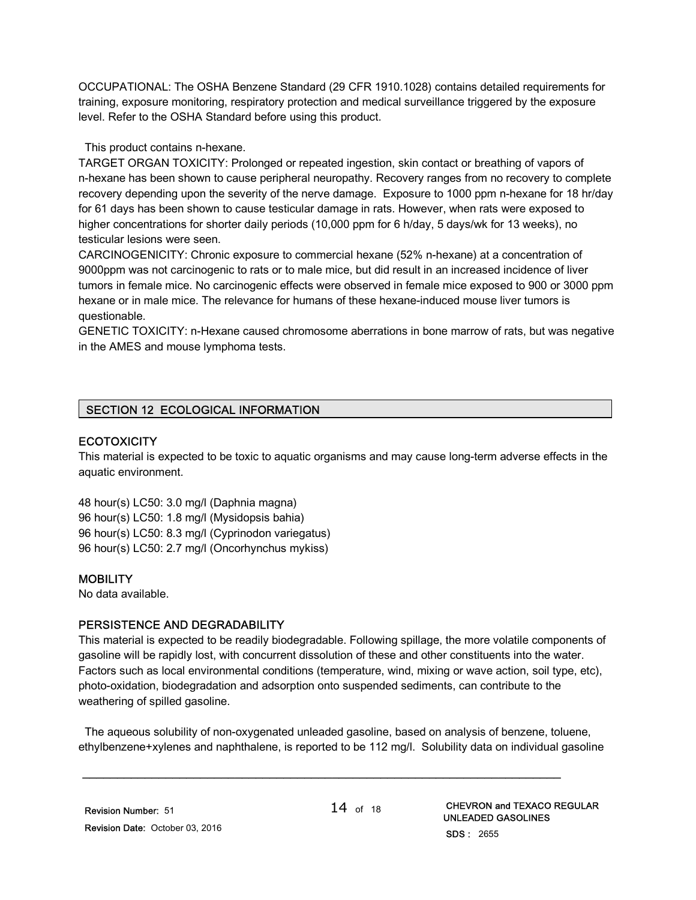OCCUPATIONAL: The OSHA Benzene Standard (29 CFR 1910.1028) contains detailed requirements for training, exposure monitoring, respiratory protection and medical surveillance triggered by the exposure level. Refer to the OSHA Standard before using this product.

This product contains n-hexane.

TARGET ORGAN TOXICITY: Prolonged or repeated ingestion, skin contact or breathing of vapors of n-hexane has been shown to cause peripheral neuropathy. Recovery ranges from no recovery to complete recovery depending upon the severity of the nerve damage. Exposure to 1000 ppm n-hexane for 18 hr/day for 61 days has been shown to cause testicular damage in rats. However, when rats were exposed to higher concentrations for shorter daily periods (10,000 ppm for 6 h/day, 5 days/wk for 13 weeks), no testicular lesions were seen.

CARCINOGENICITY: Chronic exposure to commercial hexane (52% n-hexane) at a concentration of 9000ppm was not carcinogenic to rats or to male mice, but did result in an increased incidence of liver tumors in female mice. No carcinogenic effects were observed in female mice exposed to 900 or 3000 ppm hexane or in male mice. The relevance for humans of these hexane-induced mouse liver tumors is questionable.

GENETIC TOXICITY: n-Hexane caused chromosome aberrations in bone marrow of rats, but was negative in the AMES and mouse lymphoma tests.

## SECTION 12 ECOLOGICAL INFORMATION

### ECOTOXICITY

This material is expected to be toxic to aquatic organisms and may cause long-term adverse effects in the aquatic environment.

48 hour(s) LC50: 3.0 mg/l (Daphnia magna)
96 hour(s) LC50: 1.8 mg/l (Mysidopsis bahia)
96 hour(s) LC50: 8.3 mg/l (Cyprinodon variegatus)
96 hour(s) LC50: 2.7 mg/l (Oncorhynchus mykiss)

### MOBILITY

No data available.

### PERSISTENCE AND DEGRADABILITY

This material is expected to be readily biodegradable. Following spillage, the more volatile components of gasoline will be rapidly lost, with concurrent dissolution of these and other constituents into the water. Factors such as local environmental conditions (temperature, wind, mixing or wave action, soil type, etc), photo-oxidation, biodegradation and adsorption onto suspended sediments, can contribute to the weathering of spilled gasoline.

The aqueous solubility of non-oxygenated unleaded gasoline, based on analysis of benzene, toluene, ethylbenzene+xylenes and naphthalene, is reported to be 112 mg/l. Solubility data on individual gasoline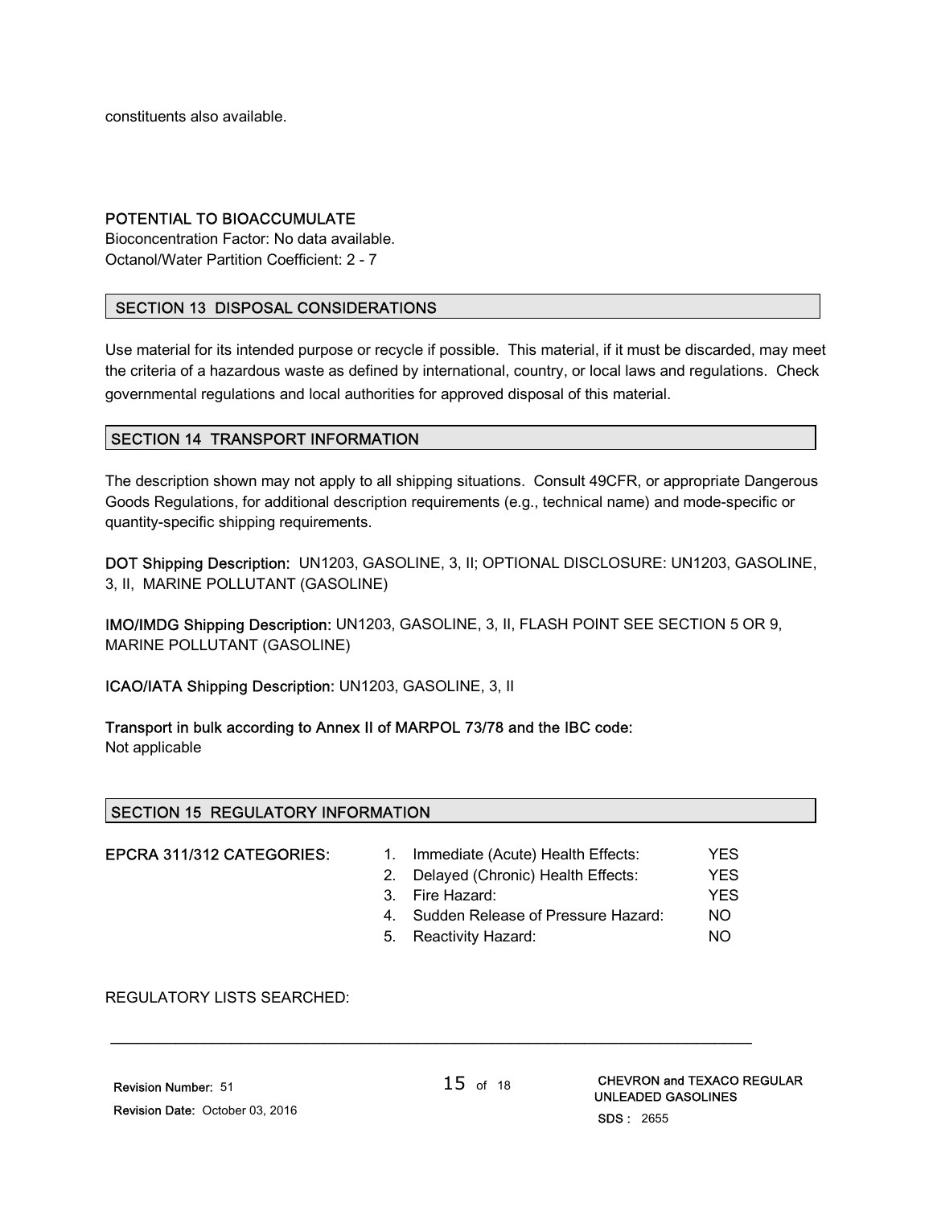constituents also available.

**POTENTIAL TO BIOACCUMULATE**

Bioconcentration Factor: No data available.
Octanol/Water Partition Coefficient: 2 - 7

## SECTION 13 DISPOSAL CONSIDERATIONS

Use material for its intended purpose or recycle if possible. This material, if it must be discarded, may meet the criteria of a hazardous waste as defined by international, country, or local laws and regulations. Check governmental regulations and local authorities for approved disposal of this material.

## SECTION 14 TRANSPORT INFORMATION

The description shown may not apply to all shipping situations. Consult 49CFR, or appropriate Dangerous Goods Regulations, for additional description requirements (e.g., technical name) and mode-specific or quantity-specific shipping requirements.

**DOT Shipping Description:** UN1203, GASOLINE, 3, II; OPTIONAL DISCLOSURE: UN1203, GASOLINE, 3, II, MARINE POLLUTANT (GASOLINE)

**IMO/IMDG Shipping Description:** UN1203, GASOLINE, 3, II, FLASH POINT SEE SECTION 5 OR 9, MARINE POLLUTANT (GASOLINE)

**ICAO/IATA Shipping Description:** UN1203, GASOLINE, 3, II

**Transport in bulk according to Annex II of MARPOL 73/78 and the IBC code:**
Not applicable

## SECTION 15 REGULATORY INFORMATION

**EPCRA 311/312 CATEGORIES:**

1. Immediate (Acute) Health Effects: YES
2. Delayed (Chronic) Health Effects: YES
3. Fire Hazard: YES
4. Sudden Release of Pressure Hazard: NO
5. Reactivity Hazard: NO

REGULATORY LISTS SEARCHED: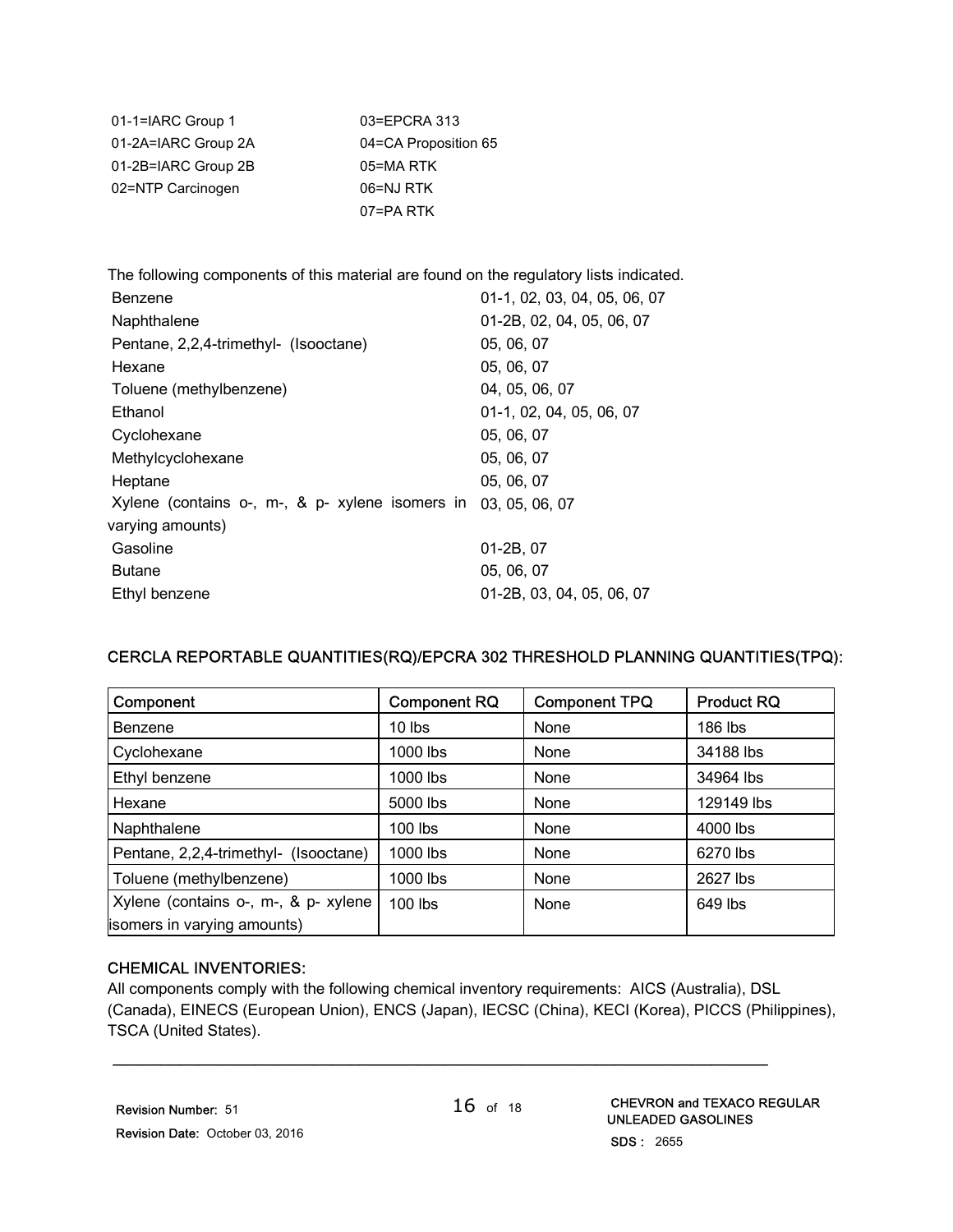| | |
|---|---|
| 01-1=IARC Group 1 | 03=EPCRA 313 |
| 01-2A=IARC Group 2A | 04=CA Proposition 65 |
| 01-2B=IARC Group 2B | 05=MA RTK |
| 02=NTP Carcinogen | 06=NJ RTK |
| | 07=PA RTK |

The following components of this material are found on the regulatory lists indicated.

| | |
|---|---|
| Benzene | 01-1, 02, 03, 04, 05, 06, 07 |
| Naphthalene | 01-2B, 02, 04, 05, 06, 07 |
| Pentane, 2,2,4-trimethyl- (Isooctane) | 05, 06, 07 |
| Hexane | 05, 06, 07 |
| Toluene (methylbenzene) | 04, 05, 06, 07 |
| Ethanol | 01-1, 02, 04, 05, 06, 07 |
| Cyclohexane | 05, 06, 07 |
| Methylcyclohexane | 05, 06, 07 |
| Heptane | 05, 06, 07 |
| Xylene (contains o-, m-, & p- xylene isomers in varying amounts) | 03, 05, 06, 07 |
| Gasoline | 01-2B, 07 |
| Butane | 05, 06, 07 |
| Ethyl benzene | 01-2B, 03, 04, 05, 06, 07 |

**CERCLA REPORTABLE QUANTITIES(RQ)/EPCRA 302 THRESHOLD PLANNING QUANTITIES(TPQ):**

| Component | Component RQ | Component TPQ | Product RQ |
|---|---|---|---|
| Benzene | 10 lbs | None | 186 lbs |
| Cyclohexane | 1000 lbs | None | 34188 lbs |
| Ethyl benzene | 1000 lbs | None | 34964 lbs |
| Hexane | 5000 lbs | None | 129149 lbs |
| Naphthalene | 100 lbs | None | 4000 lbs |
| Pentane, 2,2,4-trimethyl- (Isooctane) | 1000 lbs | None | 6270 lbs |
| Toluene (methylbenzene) | 1000 lbs | None | 2627 lbs |
| Xylene (contains o-, m-, & p- xylene isomers in varying amounts) | 100 lbs | None | 649 lbs |

**CHEMICAL INVENTORIES:**

All components comply with the following chemical inventory requirements: AICS (Australia), DSL (Canada), EINECS (European Union), ENCS (Japan), IECSC (China), KECI (Korea), PICCS (Philippines), TSCA (United States).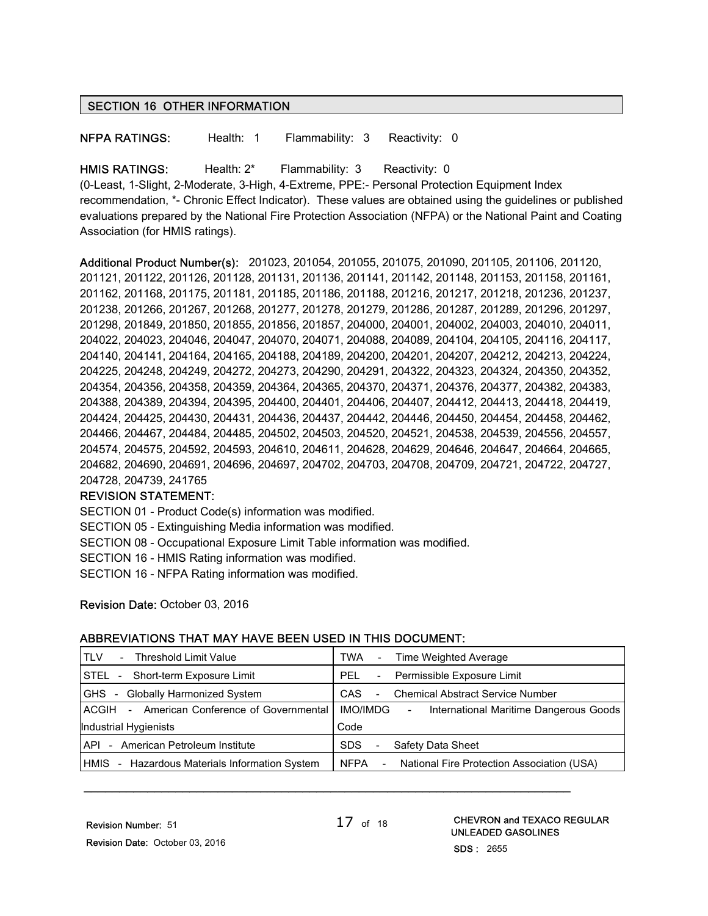## SECTION 16 OTHER INFORMATION

**NFPA RATINGS:** Health: 1 Flammability: 3 Reactivity: 0

**HMIS RATINGS:** Health: 2* Flammability: 3 Reactivity: 0
(0-Least, 1-Slight, 2-Moderate, 3-High, 4-Extreme, PPE:- Personal Protection Equipment Index recommendation, *- Chronic Effect Indicator). These values are obtained using the guidelines or published evaluations prepared by the National Fire Protection Association (NFPA) or the National Paint and Coating Association (for HMIS ratings).

**Additional Product Number(s):** 201023, 201054, 201055, 201075, 201090, 201105, 201106, 201120, 201121, 201122, 201126, 201128, 201131, 201136, 201141, 201142, 201148, 201153, 201158, 201161, 201162, 201168, 201175, 201181, 201185, 201186, 201188, 201216, 201217, 201218, 201236, 201237, 201238, 201266, 201267, 201268, 201277, 201278, 201279, 201286, 201287, 201289, 201296, 201297, 201298, 201849, 201850, 201855, 201856, 201857, 204000, 204001, 204002, 204003, 204010, 204011, 204022, 204023, 204046, 204047, 204070, 204071, 204088, 204089, 204104, 204105, 204116, 204117, 204140, 204141, 204164, 204165, 204188, 204189, 204200, 204201, 204207, 204212, 204213, 204224, 204225, 204248, 204249, 204272, 204273, 204290, 204291, 204322, 204323, 204324, 204350, 204352, 204354, 204356, 204358, 204359, 204364, 204365, 204370, 204371, 204376, 204377, 204382, 204383, 204388, 204389, 204394, 204395, 204400, 204401, 204406, 204407, 204412, 204413, 204418, 204419, 204424, 204425, 204430, 204431, 204436, 204437, 204442, 204446, 204450, 204454, 204458, 204462, 204466, 204467, 204484, 204485, 204502, 204503, 204520, 204521, 204538, 204539, 204556, 204557, 204574, 204575, 204592, 204593, 204610, 204611, 204628, 204629, 204646, 204647, 204664, 204665, 204682, 204690, 204691, 204696, 204697, 204702, 204703, 204708, 204709, 204721, 204722, 204727, 204728, 204739, 241765

**REVISION STATEMENT:**
SECTION 01 - Product Code(s) information was modified.
SECTION 05 - Extinguishing Media information was modified.
SECTION 08 - Occupational Exposure Limit Table information was modified.
SECTION 16 - HMIS Rating information was modified.
SECTION 16 - NFPA Rating information was modified.

**Revision Date:** October 03, 2016

**ABBREVIATIONS THAT MAY HAVE BEEN USED IN THIS DOCUMENT:**

| | |
|---|---|
| TLV - Threshold Limit Value | TWA - Time Weighted Average |
| STEL - Short-term Exposure Limit | PEL - Permissible Exposure Limit |
| GHS - Globally Harmonized System | CAS - Chemical Abstract Service Number |
| ACGIH - American Conference of Governmental Industrial Hygienists | IMO/IMDG - International Maritime Dangerous Goods Code |
| API - American Petroleum Institute | SDS - Safety Data Sheet |
| HMIS - Hazardous Materials Information System | NFPA - National Fire Protection Association (USA) |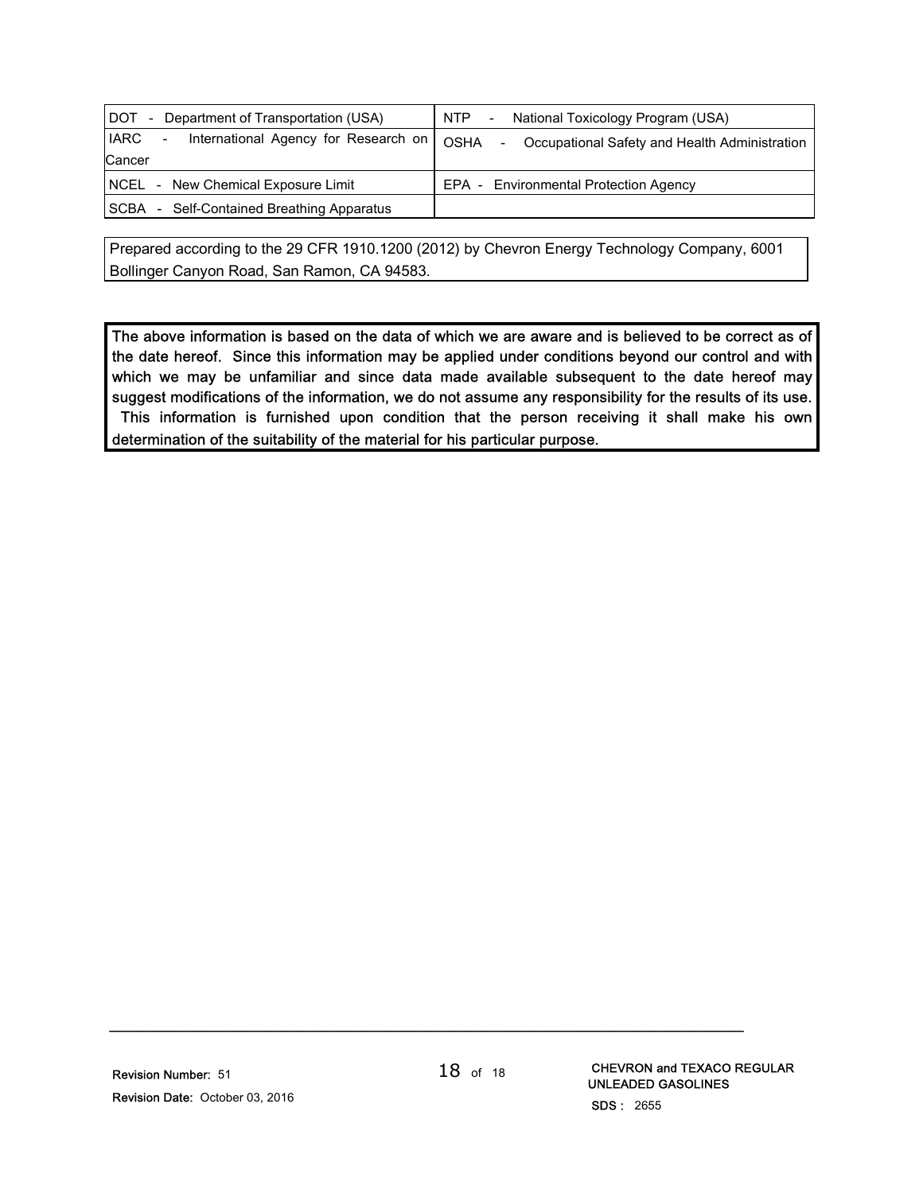| | |
|---|---|
| DOT - Department of Transportation (USA) | NTP - National Toxicology Program (USA) |
| IARC - International Agency for Research on Cancer | OSHA - Occupational Safety and Health Administration |
| NCEL - New Chemical Exposure Limit | EPA - Environmental Protection Agency |
| SCBA - Self-Contained Breathing Apparatus | |

Prepared according to the 29 CFR 1910.1200 (2012) by Chevron Energy Technology Company, 6001 Bollinger Canyon Road, San Ramon, CA 94583.

**The above information is based on the data of which we are aware and is believed to be correct as of the date hereof. Since this information may be applied under conditions beyond our control and with which we may be unfamiliar and since data made available subsequent to the date hereof may suggest modifications of the information, we do not assume any responsibility for the results of its use. This information is furnished upon condition that the person receiving it shall make his own determination of the suitability of the material for his particular purpose.**